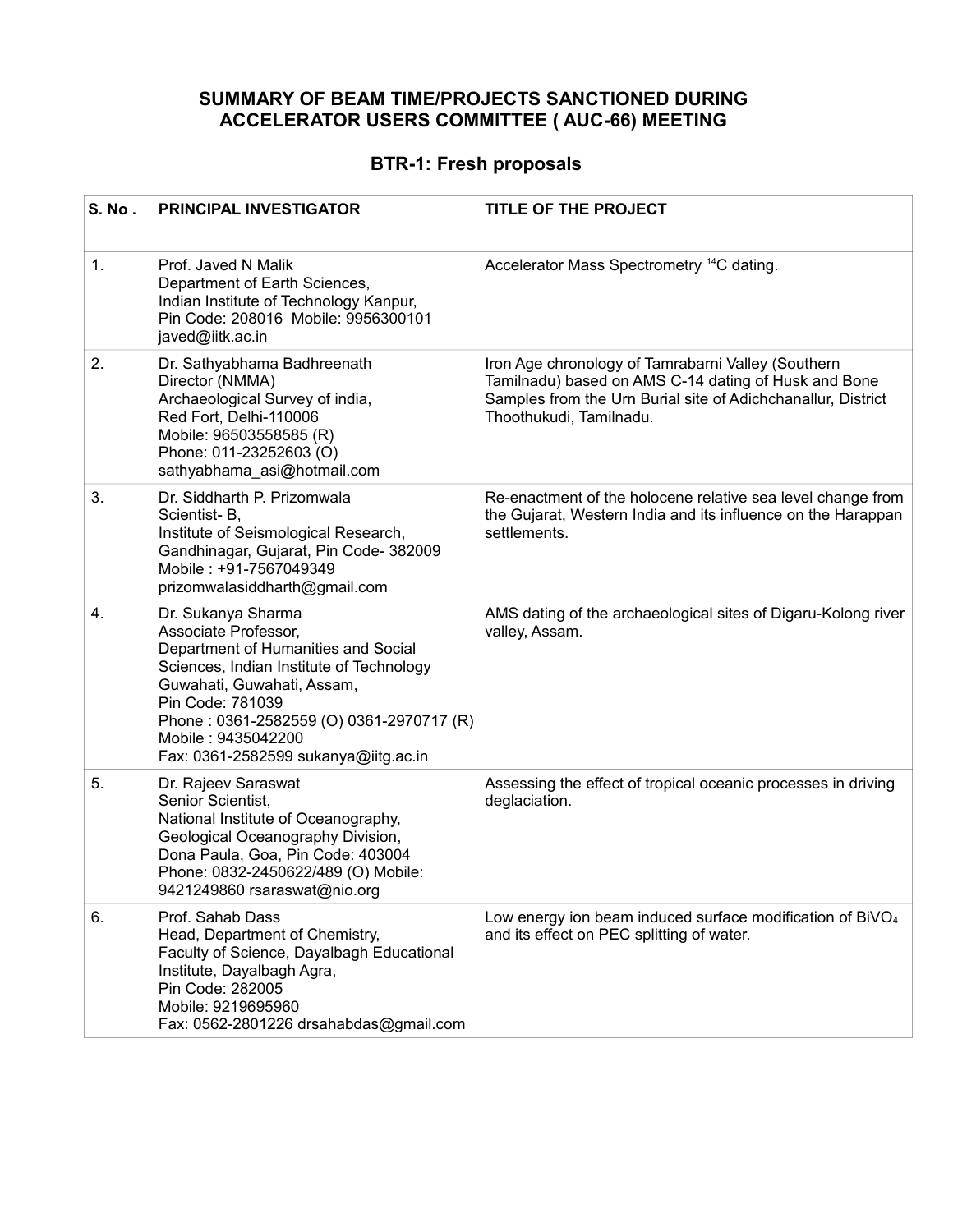## SUMMARY OF BEAM TIME/PROJECTS SANCTIONED DURING ACCELERATOR USERS COMMITTEE ( AUC-66) MEETING

### BTR-1: Fresh proposals

| S. No . | PRINCIPAL INVESTIGATOR | TITLE OF THE PROJECT |
|---|---|---|
| 1. | Prof. Javed N Malik<br>Department of Earth Sciences,<br>Indian Institute of Technology Kanpur,<br>Pin Code: 208016 Mobile: 9956300101<br>javed@iitk.ac.in | Accelerator Mass Spectrometry $^{14}C$ dating. |
| 2. | Dr. Sathyabhama Badhreenath<br>Director (NMMA)<br>Archaeological Survey of india,<br>Red Fort, Delhi-110006<br>Mobile: 96503558585 (R)<br>Phone: 011-23252603 (O)<br>sathyabhama_asi@hotmail.com | Iron Age chronology of Tamrabarni Valley (Southern Tamilnadu) based on AMS C-14 dating of Husk and Bone Samples from the Urn Burial site of Adichchanallur, District Thoothukudi, Tamilnadu. |
| 3. | Dr. Siddharth P. Prizomwala<br>Scientist- B,<br>Institute of Seismological Research,<br>Gandhinagar, Gujarat, Pin Code- 382009<br>Mobile : +91-7567049349<br>prizomwalasiddharth@gmail.com | Re-enactment of the holocene relative sea level change from the Gujarat, Western India and its influence on the Harappan settlements. |
| 4. | Dr. Sukanya Sharma<br>Associate Professor,<br>Department of Humanities and Social Sciences, Indian Institute of Technology Guwahati, Guwahati, Assam,<br>Pin Code: 781039<br>Phone : 0361-2582559 (O) 0361-2970717 (R)<br>Mobile : 9435042200<br>Fax: 0361-2582599 sukanya@iitg.ac.in | AMS dating of the archaeological sites of Digaru-Kolong river valley, Assam. |
| 5. | Dr. Rajeev Saraswat<br>Senior Scientist,<br>National Institute of Oceanography,<br>Geological Oceanography Division,<br>Dona Paula, Goa, Pin Code: 403004<br>Phone: 0832-2450622/489 (O) Mobile: 9421249860 rsaraswat@nio.org | Assessing the effect of tropical oceanic processes in driving deglaciation. |
| 6. | Prof. Sahab Dass<br>Head, Department of Chemistry,<br>Faculty of Science, Dayalbagh Educational Institute, Dayalbagh Agra,<br>Pin Code: 282005<br>Mobile: 9219695960<br>Fax: 0562-2801226 drsahabdas@gmail.com | Low energy ion beam induced surface modification of $BiVO_4$ and its effect on PEC splitting of water. |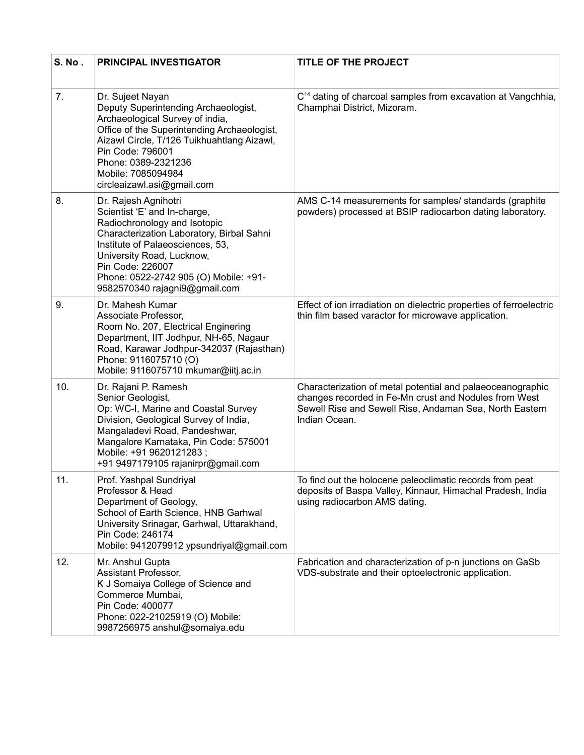| S. No . | PRINCIPAL INVESTIGATOR | TITLE OF THE PROJECT |
|---|---|---|
| 7. | Dr. Sujeet Nayan<br>Deputy Superintending Archaeologist,<br>Archaeological Survey of india,<br>Office of the Superintending Archaeologist,<br>Aizawl Circle, T/126 Tuikhuahtlang Aizawl,<br>Pin Code: 796001<br>Phone: 0389-2321236<br>Mobile: 7085094984<br>circleaizawl.asi@gmail.com | $C^{14}$ dating of charcoal samples from excavation at Vangchhia, Champhai District, Mizoram. |
| 8. | Dr. Rajesh Agnihotri<br>Scientist 'E' and In-charge,<br>Radiochronology and Isotopic Characterization Laboratory, Birbal Sahni Institute of Palaeosciences, 53,<br>University Road, Lucknow,<br>Pin Code: 226007<br>Phone: 0522-2742 905 (O) Mobile: +91-9582570340 rajagni9@gmail.com | AMS C-14 measurements for samples/ standards (graphite powders) processed at BSIP radiocarbon dating laboratory. |
| 9. | Dr. Mahesh Kumar<br>Associate Professor,<br>Room No. 207, Electrical Enginering Department, IIT Jodhpur, NH-65, Nagaur Road, Karawar Jodhpur-342037 (Rajasthan)<br>Phone: 9116075710 (O)<br>Mobile: 9116075710 mkumar@iitj.ac.in | Effect of ion irradiation on dielectric properties of ferroelectric thin film based varactor for microwave application. |
| 10. | Dr. Rajani P. Ramesh<br>Senior Geologist,<br>Op: WC-I, Marine and Coastal Survey Division, Geological Survey of India, Mangaladevi Road, Pandeshwar, Mangalore Karnataka, Pin Code: 575001<br>Mobile: +91 9620121283 ;<br>+91 9497179105 rajanirpr@gmail.com | Characterization of metal potential and palaeoceanographic changes recorded in Fe-Mn crust and Nodules from West Sewell Rise and Sewell Rise, Andaman Sea, North Eastern Indian Ocean. |
| 11. | Prof. Yashpal Sundriyal<br>Professor & Head<br>Department of Geology,<br>School of Earth Science, HNB Garhwal University Srinagar, Garhwal, Uttarakhand,<br>Pin Code: 246174<br>Mobile: 9412079912 ypsundriyal@gmail.com | To find out the holocene paleoclimatic records from peat deposits of Baspa Valley, Kinnaur, Himachal Pradesh, India using radiocarbon AMS dating. |
| 12. | Mr. Anshul Gupta<br>Assistant Professor,<br>K J Somaiya College of Science and Commerce Mumbai,<br>Pin Code: 400077<br>Phone: 022-21025919 (O) Mobile: 9987256975 anshul@somaiya.edu | Fabrication and characterization of p-n junctions on GaSb VDS-substrate and their optoelectronic application. |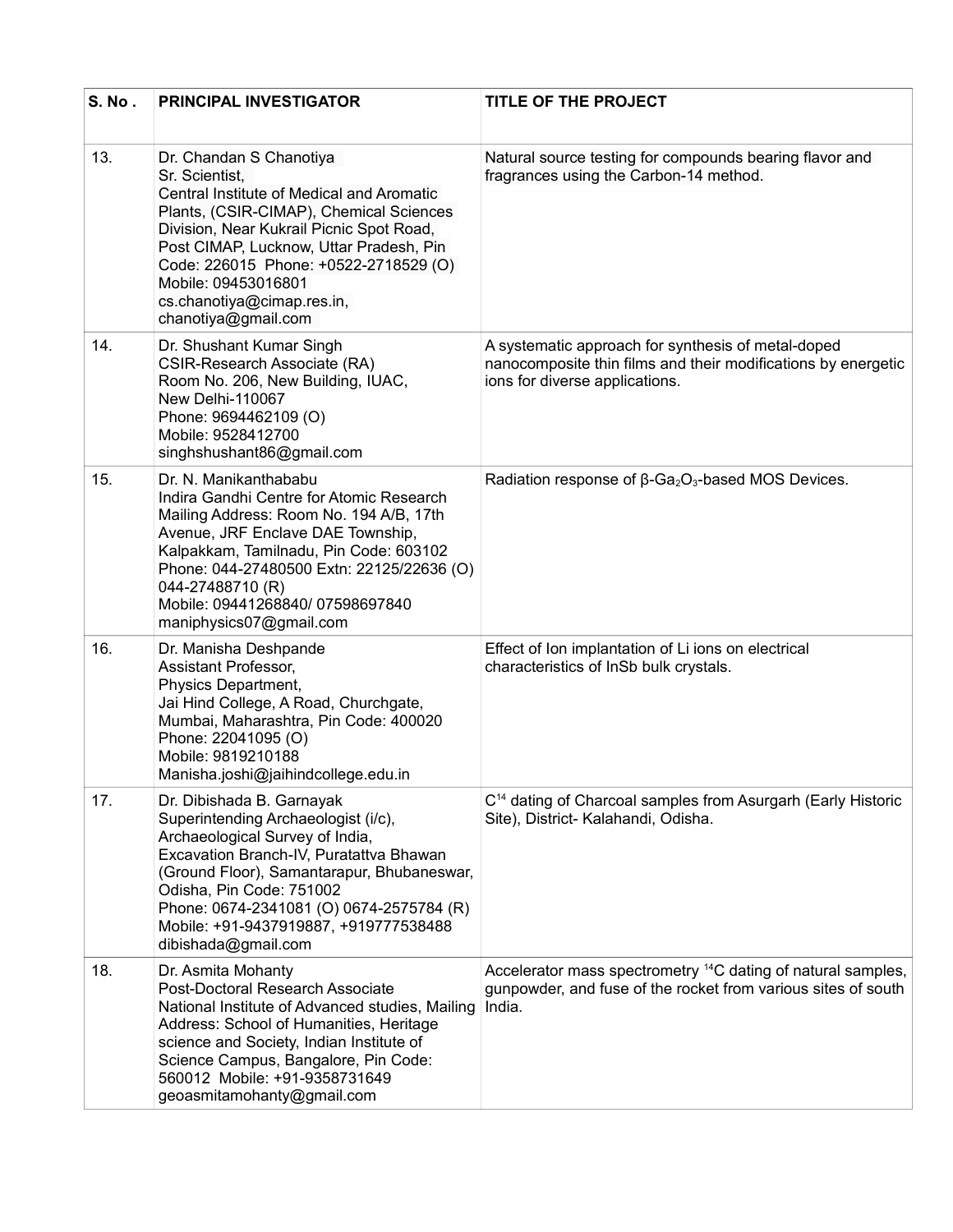| S. No . | PRINCIPAL INVESTIGATOR | TITLE OF THE PROJECT |
|---|---|---|
| 13. | Dr. Chandan S Chanotiya<br>Sr. Scientist,<br>Central Institute of Medical and Aromatic Plants, (CSIR-CIMAP), Chemical Sciences Division, Near Kukrail Picnic Spot Road, Post CIMAP, Lucknow, Uttar Pradesh, Pin Code: 226015 Phone: +0522-2718529 (O)<br>Mobile: 09453016801<br>cs.chanotiya@cimap.res.in,<br>chanotiya@gmail.com | Natural source testing for compounds bearing flavor and fragrances using the Carbon-14 method. |
| 14. | Dr. Shushant Kumar Singh<br>CSIR-Research Associate (RA)<br>Room No. 206, New Building, IUAC,<br>New Delhi-110067<br>Phone: 9694462109 (O)<br>Mobile: 9528412700<br>singhshushant86@gmail.com | A systematic approach for synthesis of metal-doped nanocomposite thin films and their modifications by energetic ions for diverse applications. |
| 15. | Dr. N. Manikanthababu<br>Indira Gandhi Centre for Atomic Research<br>Mailing Address: Room No. 194 A/B, 17th Avenue, JRF Enclave DAE Township, Kalpakkam, Tamilnadu, Pin Code: 603102<br>Phone: 044-27480500 Extn: 22125/22636 (O)<br>044-27488710 (R)<br>Mobile: 09441268840/ 07598697840<br>maniphysics07@gmail.com | Radiation response of β-$Ga_2O_3$-based MOS Devices. |
| 16. | Dr. Manisha Deshpande<br>Assistant Professor,<br>Physics Department,<br>Jai Hind College, A Road, Churchgate, Mumbai, Maharashtra, Pin Code: 400020<br>Phone: 22041095 (O)<br>Mobile: 9819210188<br>Manisha.joshi@jaihindcollege.edu.in | Effect of Ion implantation of Li ions on electrical characteristics of InSb bulk crystals. |
| 17. | Dr. Dibishada B. Garnayak<br>Superintending Archaeologist (i/c),<br>Archaeological Survey of India,<br>Excavation Branch-IV, Purattva Bhawan (Ground Floor), Samantarapur, Bhubaneswar, Odisha, Pin Code: 751002<br>Phone: 0674-2341081 (O) 0674-2575784 (R)<br>Mobile: +91-9437919887, +919777538488<br>dibishada@gmail.com | $C^{14}$ dating of Charcoal samples from Asurgarh (Early Historic Site), District- Kalahandi, Odisha. |
| 18. | Dr. Asmita Mohanty<br>Post-Doctoral Research Associate<br>National Institute of Advanced studies, Mailing Address: School of Humanities, Heritage science and Society, Indian Institute of Science Campus, Bangalore, Pin Code: 560012 Mobile: +91-9358731649<br>geoasmitamohanty@gmail.com | Accelerator mass spectrometry $^{14}C$ dating of natural samples, gunpowder, and fuse of the rocket from various sites of south India. |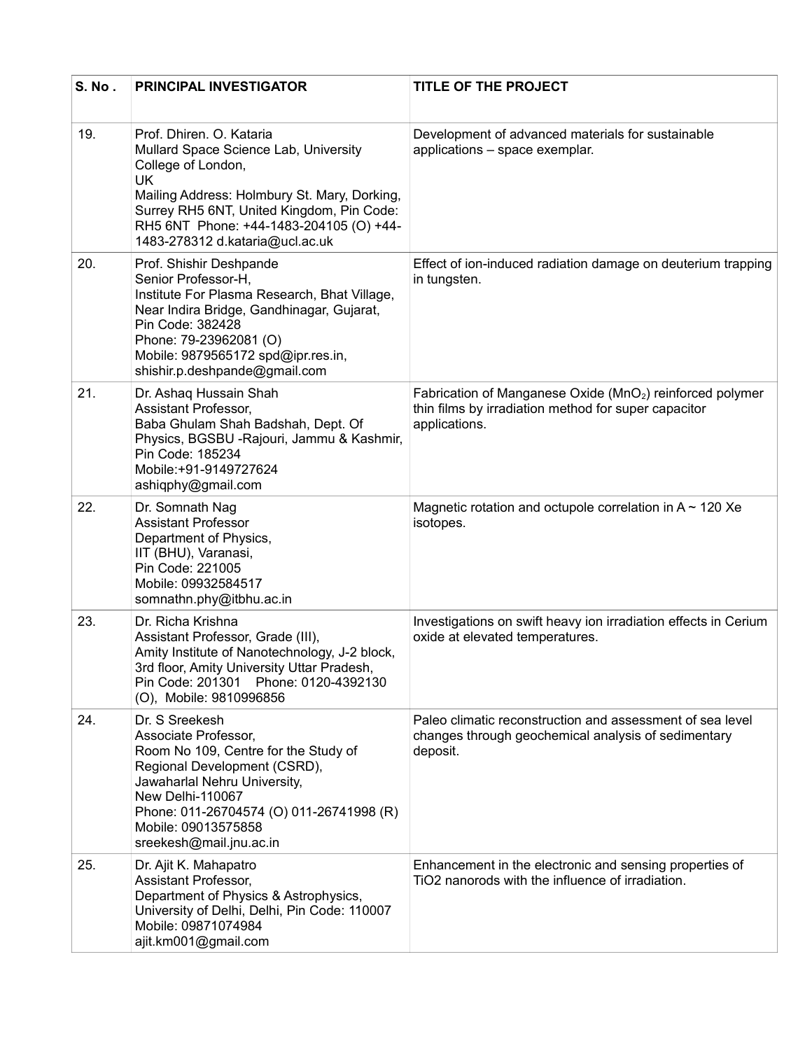| S. No . | PRINCIPAL INVESTIGATOR | TITLE OF THE PROJECT |
|---|---|---|
| 19. | Prof. Dhiren. O. Kataria<br>Mullard Space Science Lab, University College of London,<br>UK<br>Mailing Address: Holmbury St. Mary, Dorking, Surrey RH5 6NT, United Kingdom, Pin Code: RH5 6NT Phone: +44-1483-204105 (O) +44-1483-278312 d.kataria@ucl.ac.uk | Development of advanced materials for sustainable applications – space exemplar. |
| 20. | Prof. Shishir Deshpande<br>Senior Professor-H,<br>Institute For Plasma Research, Bhat Village, Near Indira Bridge, Gandhinagar, Gujarat,<br>Pin Code: 382428<br>Phone: 79-23962081 (O)<br>Mobile: 9879565172 spd@ipr.res.in, shishir.p.deshpande@gmail.com | Effect of ion-induced radiation damage on deuterium trapping in tungsten. |
| 21. | Dr. Ashaq Hussain Shah<br>Assistant Professor,<br>Baba Ghulam Shah Badshah, Dept. Of Physics, BGSBU -Rajouri, Jammu & Kashmir,<br>Pin Code: 185234<br>Mobile:+91-9149727624<br>ashiqphy@gmail.com | Fabrication of Manganese Oxide ($MnO_2$) reinforced polymer thin films by irradiation method for super capacitor applications. |
| 22. | Dr. Somnath Nag<br>Assistant Professor<br>Department of Physics,<br>IIT (BHU), Varanasi,<br>Pin Code: 221005<br>Mobile: 09932584517<br>somnathn.phy@itbhu.ac.in | Magnetic rotation and octupole correlation in A ~ 120 Xe isotopes. |
| 23. | Dr. Richa Krishna<br>Assistant Professor, Grade (III),<br>Amity Institute of Nanotechnology, J-2 block, 3rd floor, Amity University Uttar Pradesh,<br>Pin Code: 201301 Phone: 0120-4392130 (O), Mobile: 9810996856 | Investigations on swift heavy ion irradiation effects in Cerium oxide at elevated temperatures. |
| 24. | Dr. S Sreekesh<br>Associate Professor,<br>Room No 109, Centre for the Study of Regional Development (CSRD),<br>Jawaharlal Nehru University,<br>New Delhi-110067<br>Phone: 011-26704574 (O) 011-26741998 (R)<br>Mobile: 09013575858<br>sreekesh@mail.jnu.ac.in | Paleo climatic reconstruction and assessment of sea level changes through geochemical analysis of sedimentary deposit. |
| 25. | Dr. Ajit K. Mahapatro<br>Assistant Professor,<br>Department of Physics & Astrophysics, University of Delhi, Delhi, Pin Code: 110007<br>Mobile: 09871074984<br>ajit.km001@gmail.com | Enhancement in the electronic and sensing properties of TiO2 nanorods with the influence of irradiation. |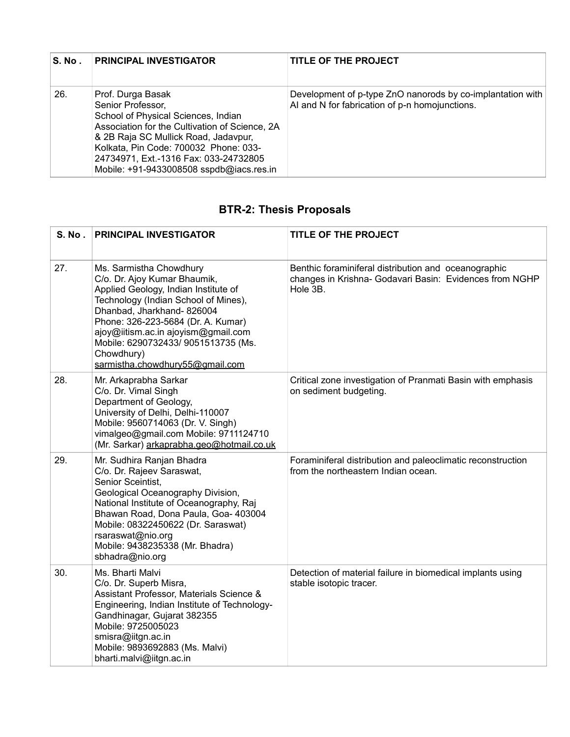| S. No . | PRINCIPAL INVESTIGATOR | TITLE OF THE PROJECT |
|---|---|---|
| 26. | Prof. Durga Basak<br>Senior Professor,<br>School of Physical Sciences, Indian Association for the Cultivation of Science, 2A & 2B Raja SC Mullick Road, Jadavpur, Kolkata, Pin Code: 700032 Phone: 033-24734971, Ext.-1316 Fax: 033-24732805 Mobile: +91-9433008508 sspdb@iacs.res.in | Development of p-type ZnO nanorods by co-implantation with Al and N for fabrication of p-n homojunctions. |

## BTR-2: Thesis Proposals

| S. No . | PRINCIPAL INVESTIGATOR | TITLE OF THE PROJECT |
|---|---|---|
| 27. | Ms. Sarmistha Chowdhury<br>C/o. Dr. Ajoy Kumar Bhaumik,<br>Applied Geology, Indian Institute of Technology (Indian School of Mines), Dhanbad, Jharkhand- 826004<br>Phone: 326-223-5684 (Dr. A. Kumar)<br>ajoy@iitism.ac.in ajoyism@gmail.com<br>Mobile: 6290732433/ 9051513735 (Ms. Chowdhury)<br>sarmistha.chowdhury55@gmail.com | Benthic foraminiferal distribution and oceanographic changes in Krishna- Godavari Basin: Evidences from NGHP Hole 3B. |
| 28. | Mr. Arkaprabha Sarkar<br>C/o. Dr. Vimal Singh<br>Department of Geology,<br>University of Delhi, Delhi-110007<br>Mobile: 9560714063 (Dr. V. Singh)<br>vimalgeo@gmail.com Mobile: 9711124710 (Mr. Sarkar) arkaprabha.geo@hotmail.co.uk | Critical zone investigation of Pranmati Basin with emphasis on sediment budgeting. |
| 29. | Mr. Sudhira Ranjan Bhadra<br>C/o. Dr. Rajeev Saraswat,<br>Senior Sceintist,<br>Geological Oceanography Division, National Institute of Oceanography, Raj Bhawan Road, Dona Paula, Goa- 403004<br>Mobile: 08322450622 (Dr. Saraswat)<br>rsaraswat@nio.org<br>Mobile: 9438235338 (Mr. Bhadra)<br>sbhadra@nio.org | Foraminiferal distribution and paleoclimatic reconstruction from the northeastern Indian ocean. |
| 30. | Ms. Bharti Malvi<br>C/o. Dr. Superb Misra,<br>Assistant Professor, Materials Science & Engineering, Indian Institute of Technology-Gandhinagar, Gujarat 382355<br>Mobile: 9725005023<br>smisra@iitgn.ac.in<br>Mobile: 9893692883 (Ms. Malvi)<br>bharti.malvi@iitgn.ac.in | Detection of material failure in biomedical implants using stable isotopic tracer. |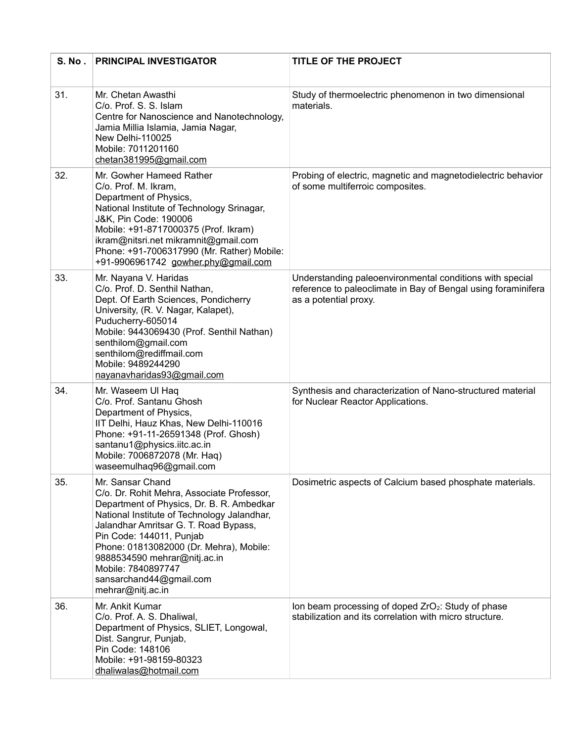| S. No . | PRINCIPAL INVESTIGATOR | TITLE OF THE PROJECT |
|---|---|---|
| 31. | Mr. Chetan Awasthi<br>C/o. Prof. S. S. Islam<br>Centre for Nanoscience and Nanotechnology, Jamia Millia Islamia, Jamia Nagar,<br>New Delhi-110025<br>Mobile: 7011201160<br>chetan381995@gmail.com | Study of thermoelectric phenomenon in two dimensional materials. |
| 32. | Mr. Gowher Hameed Rather<br>C/o. Prof. M. Ikram,<br>Department of Physics,<br>National Institute of Technology Srinagar, J&K, Pin Code: 190006<br>Mobile: +91-8717000375 (Prof. Ikram)<br>ikram@nitsri.net mikramnit@gmail.com<br>Phone: +91-7006317990 (Mr. Rather) Mobile: +91-9906961742 gowher.phy@gmail.com | Probing of electric, magnetic and magnetodielectric behavior of some multiferroic composites. |
| 33. | Mr. Nayana V. Haridas<br>C/o. Prof. D. Senthil Nathan,<br>Dept. Of Earth Sciences, Pondicherry University, (R. V. Nagar, Kalapet), Puducherry-605014<br>Mobile: 9443069430 (Prof. Senthil Nathan)<br>senthilom@gmail.com<br>senthilom@rediffmail.com<br>Mobile: 9489244290<br>nayanavharidas93@gmail.com | Understanding paleoenvironmental conditions with special reference to paleoclimate in Bay of Bengal using foraminifera as a potential proxy. |
| 34. | Mr. Waseem Ul Haq<br>C/o. Prof. Santanu Ghosh<br>Department of Physics,<br>IIT Delhi, Hauz Khas, New Delhi-110016<br>Phone: +91-11-26591348 (Prof. Ghosh)<br>santanu1@physics.iitc.ac.in<br>Mobile: 7006872078 (Mr. Haq)<br>waseemulhaq96@gmail.com | Synthesis and characterization of Nano-structured material for Nuclear Reactor Applications. |
| 35. | Mr. Sansar Chand<br>C/o. Dr. Rohit Mehra, Associate Professor, Department of Physics, Dr. B. R. Ambedkar National Institute of Technology Jalandhar, Jalandhar Amritsar G. T. Road Bypass,<br>Pin Code: 144011, Punjab<br>Phone: 01813082000 (Dr. Mehra), Mobile: 9888534590 mehrar@nitj.ac.in<br>Mobile: 7840897747<br>sansarchand44@gmail.com<br>mehrar@nitj.ac.in | Dosimetric aspects of Calcium based phosphate materials. |
| 36. | Mr. Ankit Kumar<br>C/o. Prof. A. S. Dhaliwal,<br>Department of Physics, SLIET, Longowal, Dist. Sangrur, Punjab,<br>Pin Code: 148106<br>Mobile: +91-98159-80323<br>dhaliwalas@hotmail.com | Ion beam processing of doped $ZrO_2$: Study of phase stabilization and its correlation with micro structure. |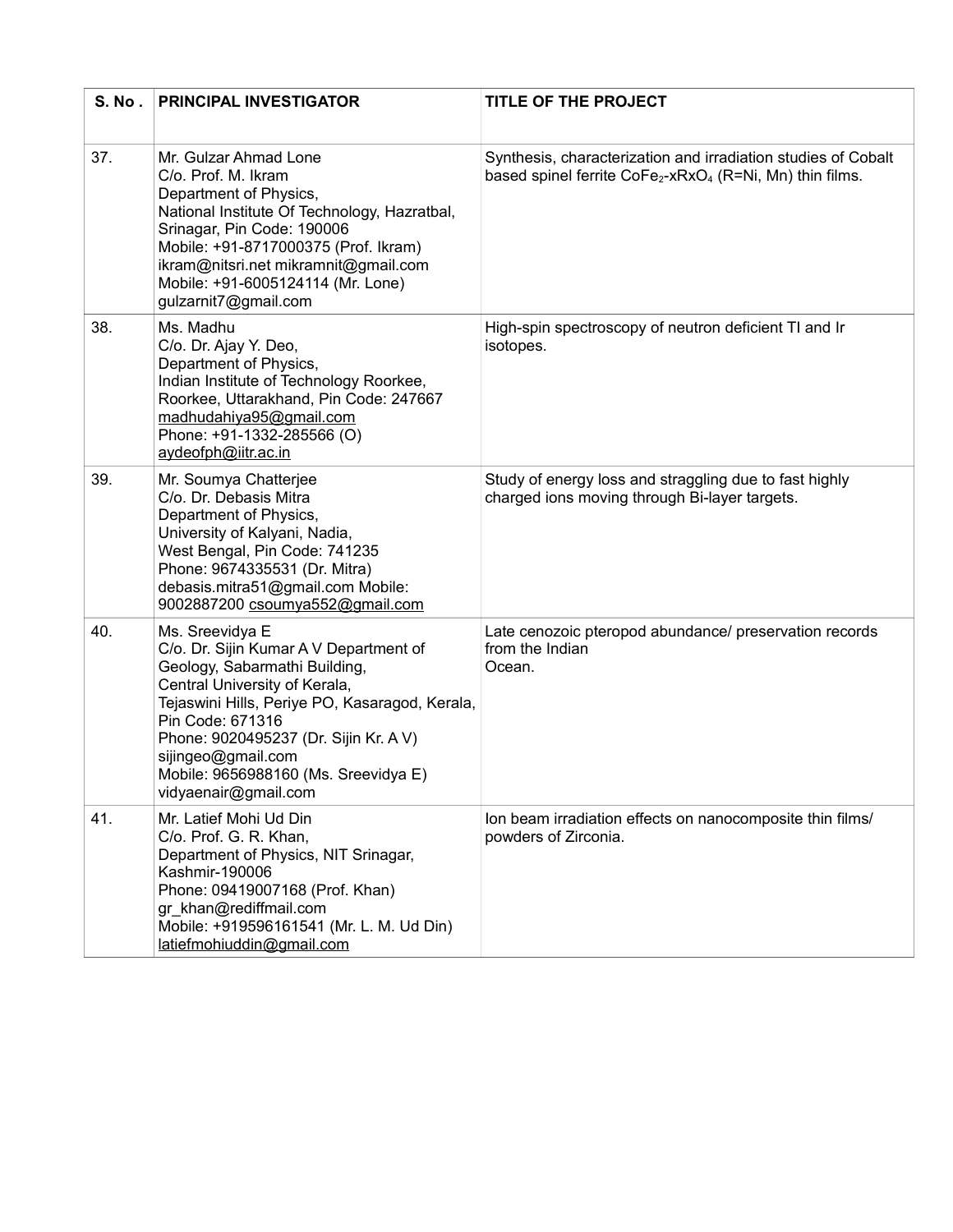| S. No . | PRINCIPAL INVESTIGATOR | TITLE OF THE PROJECT |
|---|---|---|
| 37. | Mr. Gulzar Ahmad Lone<br>C/o. Prof. M. Ikram<br>Department of Physics,<br>National Institute Of Technology, Hazratbal,<br>Srinagar, Pin Code: 190006<br>Mobile: +91-8717000375 (Prof. Ikram)<br>ikram@nitsri.net mikramnit@gmail.com<br>Mobile: +91-6005124114 (Mr. Lone)<br>gulzarnit7@gmail.com | Synthesis, characterization and irradiation studies of Cobalt based spinel ferrite $CoFe_2$-$xRxO_4$ (R=Ni, Mn) thin films. |
| 38. | Ms. Madhu<br>C/o. Dr. Ajay Y. Deo,<br>Department of Physics,<br>Indian Institute of Technology Roorkee,<br>Roorkee, Uttarakhand, Pin Code: 247667<br>madhudahiya95@gmail.com<br>Phone: +91-1332-285566 (O)<br>aydeofph@iitr.ac.in | High-spin spectroscopy of neutron deficient Tl and Ir isotopes. |
| 39. | Mr. Soumya Chatterjee<br>C/o. Dr. Debasis Mitra<br>Department of Physics,<br>University of Kalyani, Nadia,<br>West Bengal, Pin Code: 741235<br>Phone: 9674335531 (Dr. Mitra)<br>debasis.mitra51@gmail.com Mobile:<br>9002887200 csoumya552@gmail.com | Study of energy loss and straggling due to fast highly charged ions moving through Bi-layer targets. |
| 40. | Ms. Sreevidya E<br>C/o. Dr. Sijin Kumar A V Department of Geology, Sabarmathi Building,<br>Central University of Kerala,<br>Tejaswini Hills, Periye PO, Kasaragod, Kerala,<br>Pin Code: 671316<br>Phone: 9020495237 (Dr. Sijin Kr. A V)<br>sijingeo@gmail.com<br>Mobile: 9656988160 (Ms. Sreevidya E)<br>vidyaenair@gmail.com | Late cenozoic pteropod abundance/ preservation records from the Indian<br>Ocean. |
| 41. | Mr. Latief Mohi Ud Din<br>C/o. Prof. G. R. Khan,<br>Department of Physics, NIT Srinagar,<br>Kashmir-190006<br>Phone: 09419007168 (Prof. Khan)<br>gr_khan@rediffmail.com<br>Mobile: +919596161541 (Mr. L. M. Ud Din)<br>latiefmohiuddin@gmail.com | Ion beam irradiation effects on nanocomposite thin films/ powders of Zirconia. |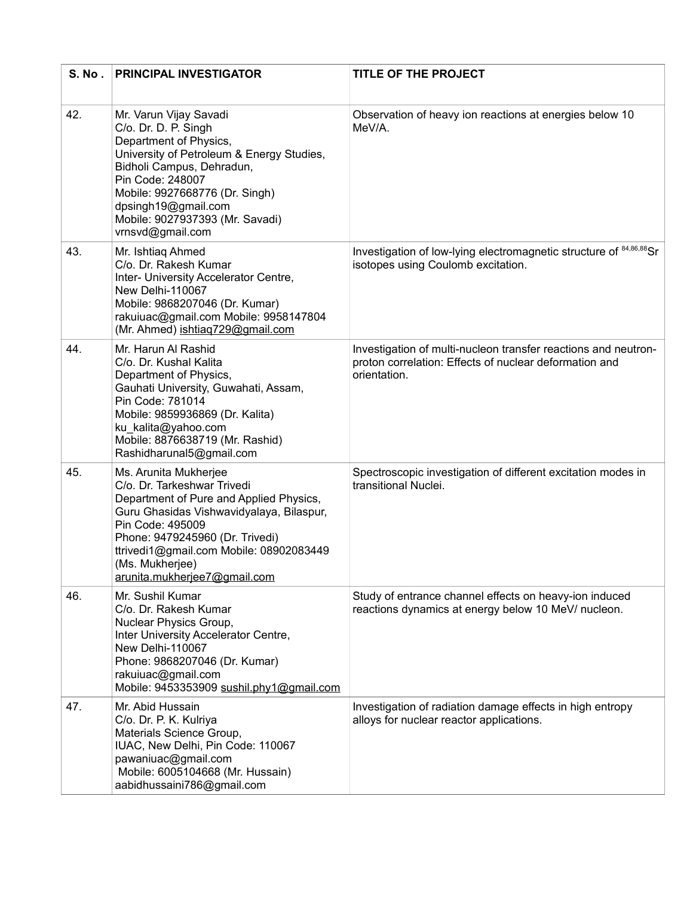| S. No . | PRINCIPAL INVESTIGATOR | TITLE OF THE PROJECT |
|---|---|---|
| 42. | Mr. Varun Vijay Savadi<br>C/o. Dr. D. P. Singh<br>Department of Physics,<br>University of Petroleum & Energy Studies,<br>Bidholi Campus, Dehradun,<br>Pin Code: 248007<br>Mobile: 9927668776 (Dr. Singh)<br>dpsingh19@gmail.com<br>Mobile: 9027937393 (Mr. Savadi)<br>vrnsvd@gmail.com | Observation of heavy ion reactions at energies below 10 MeV/A. |
| 43. | Mr. Ishtiaq Ahmed<br>C/o. Dr. Rakesh Kumar<br>Inter- University Accelerator Centre,<br>New Delhi-110067<br>Mobile: 9868207046 (Dr. Kumar)<br>rakuiuac@gmail.com Mobile: 9958147804<br>(Mr. Ahmed) ishtiaq729@gmail.com | Investigation of low-lying electromagnetic structure of $^{84,86,88}$Sr isotopes using Coulomb excitation. |
| 44. | Mr. Harun Al Rashid<br>C/o. Dr. Kushal Kalita<br>Department of Physics,<br>Gauhati University, Guwahati, Assam,<br>Pin Code: 781014<br>Mobile: 9859936869 (Dr. Kalita)<br>ku_kalita@yahoo.com<br>Mobile: 8876638719 (Mr. Rashid)<br>Rashidharunal5@gmail.com | Investigation of multi-nucleon transfer reactions and neutron-proton correlation: Effects of nuclear deformation and orientation. |
| 45. | Ms. Arunita Mukherjee<br>C/o. Dr. Tarkeshwar Trivedi<br>Department of Pure and Applied Physics,<br>Guru Ghasidas Vishwavidyalaya, Bilaspur,<br>Pin Code: 495009<br>Phone: 9479245960 (Dr. Trivedi)<br>ttrivedi1@gmail.com Mobile: 08902083449<br>(Ms. Mukherjee)<br>arunita.mukherjee7@gmail.com | Spectroscopic investigation of different excitation modes in transitional Nuclei. |
| 46. | Mr. Sushil Kumar<br>C/o. Dr. Rakesh Kumar<br>Nuclear Physics Group,<br>Inter University Accelerator Centre,<br>New Delhi-110067<br>Phone: 9868207046 (Dr. Kumar)<br>rakuiuac@gmail.com<br>Mobile: 9453353909 sushil.phy1@gmail.com | Study of entrance channel effects on heavy-ion induced reactions dynamics at energy below 10 MeV/ nucleon. |
| 47. | Mr. Abid Hussain<br>C/o. Dr. P. K. Kulriya<br>Materials Science Group,<br>IUAC, New Delhi, Pin Code: 110067<br>pawaniuac@gmail.com<br>Mobile: 6005104668 (Mr. Hussain)<br>aabidhussaini786@gmail.com | Investigation of radiation damage effects in high entropy alloys for nuclear reactor applications. |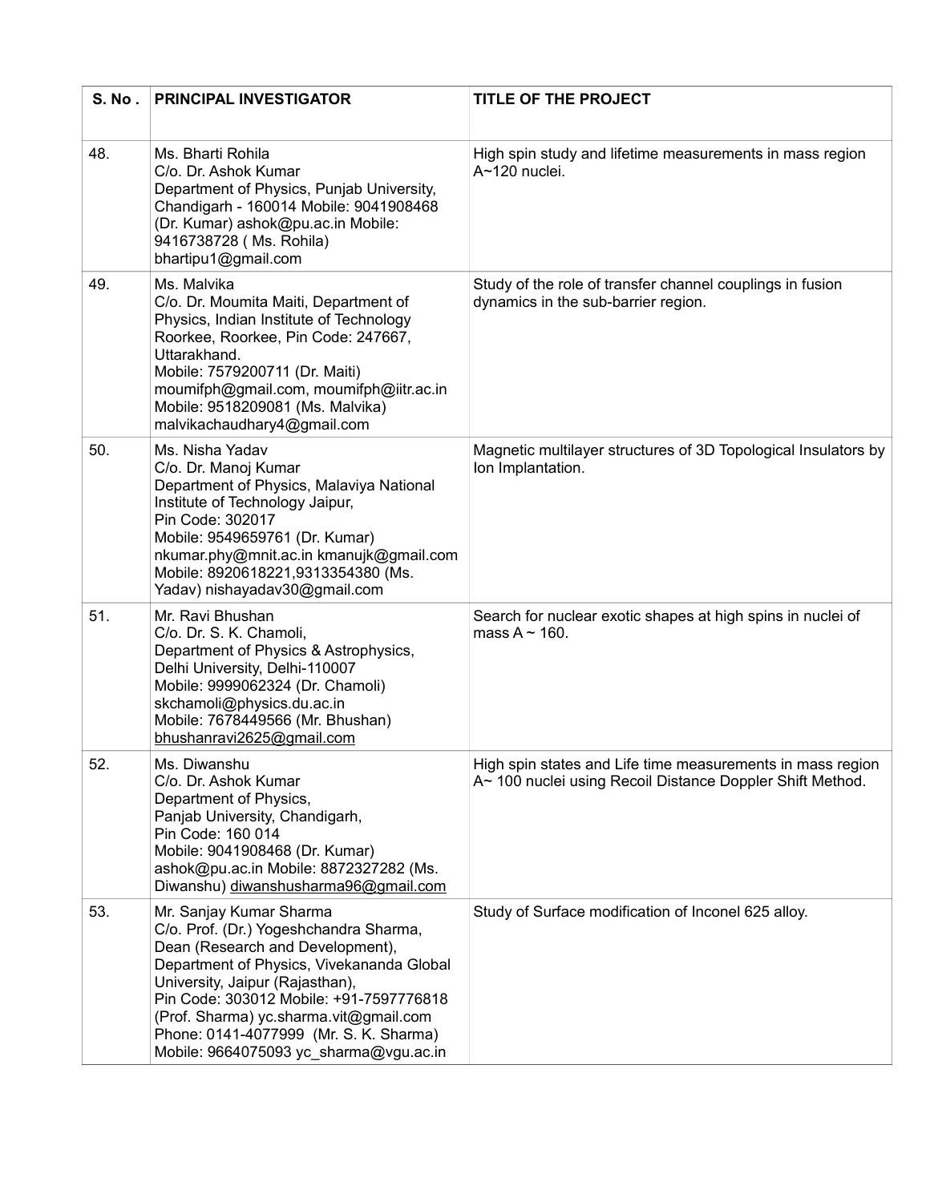| S. No . | PRINCIPAL INVESTIGATOR | TITLE OF THE PROJECT |
|---|---|---|
| 48. | Ms. Bharti Rohila<br>C/o. Dr. Ashok Kumar<br>Department of Physics, Punjab University, Chandigarh - 160014 Mobile: 9041908468 (Dr. Kumar) ashok@pu.ac.in Mobile: 9416738728 ( Ms. Rohila) bhartipu1@gmail.com | High spin study and lifetime measurements in mass region A~120 nuclei. |
| 49. | Ms. Malvika<br>C/o. Dr. Moumita Maiti, Department of Physics, Indian Institute of Technology Roorkee, Roorkee, Pin Code: 247667, Uttarakhand.<br>Mobile: 7579200711 (Dr. Maiti) moumifph@gmail.com, moumifph@iitr.ac.in<br>Mobile: 9518209081 (Ms. Malvika) malvikachaudhary4@gmail.com | Study of the role of transfer channel couplings in fusion dynamics in the sub-barrier region. |
| 50. | Ms. Nisha Yadav<br>C/o. Dr. Manoj Kumar<br>Department of Physics, Malaviya National Institute of Technology Jaipur,<br>Pin Code: 302017<br>Mobile: 9549659761 (Dr. Kumar) nkumar.phy@mnit.ac.in kmanujk@gmail.com<br>Mobile: 8920618221,9313354380 (Ms. Yadav) nishayadav30@gmail.com | Magnetic multilayer structures of 3D Topological Insulators by Ion Implantation. |
| 51. | Mr. Ravi Bhushan<br>C/o. Dr. S. K. Chamoli,<br>Department of Physics & Astrophysics, Delhi University, Delhi-110007<br>Mobile: 9999062324 (Dr. Chamoli) skchamoli@physics.du.ac.in<br>Mobile: 7678449566 (Mr. Bhushan) bhushanravi2625@gmail.com | Search for nuclear exotic shapes at high spins in nuclei of mass A ~ 160. |
| 52. | Ms. Diwanshu<br>C/o. Dr. Ashok Kumar<br>Department of Physics,<br>Panjab University, Chandigarh,<br>Pin Code: 160 014<br>Mobile: 9041908468 (Dr. Kumar) ashok@pu.ac.in Mobile: 8872327282 (Ms. Diwanshu) diwanshusharma96@gmail.com | High spin states and Life time measurements in mass region A~ 100 nuclei using Recoil Distance Doppler Shift Method. |
| 53. | Mr. Sanjay Kumar Sharma<br>C/o. Prof. (Dr.) Yogeshchandra Sharma, Dean (Research and Development), Department of Physics, Vivekananda Global University, Jaipur (Rajasthan),<br>Pin Code: 303012 Mobile: +91-7597776818 (Prof. Sharma) yc.sharma.vit@gmail.com<br>Phone: 0141-4077999 (Mr. S. K. Sharma)<br>Mobile: 9664075093 yc_sharma@vgu.ac.in | Study of Surface modification of Inconel 625 alloy. |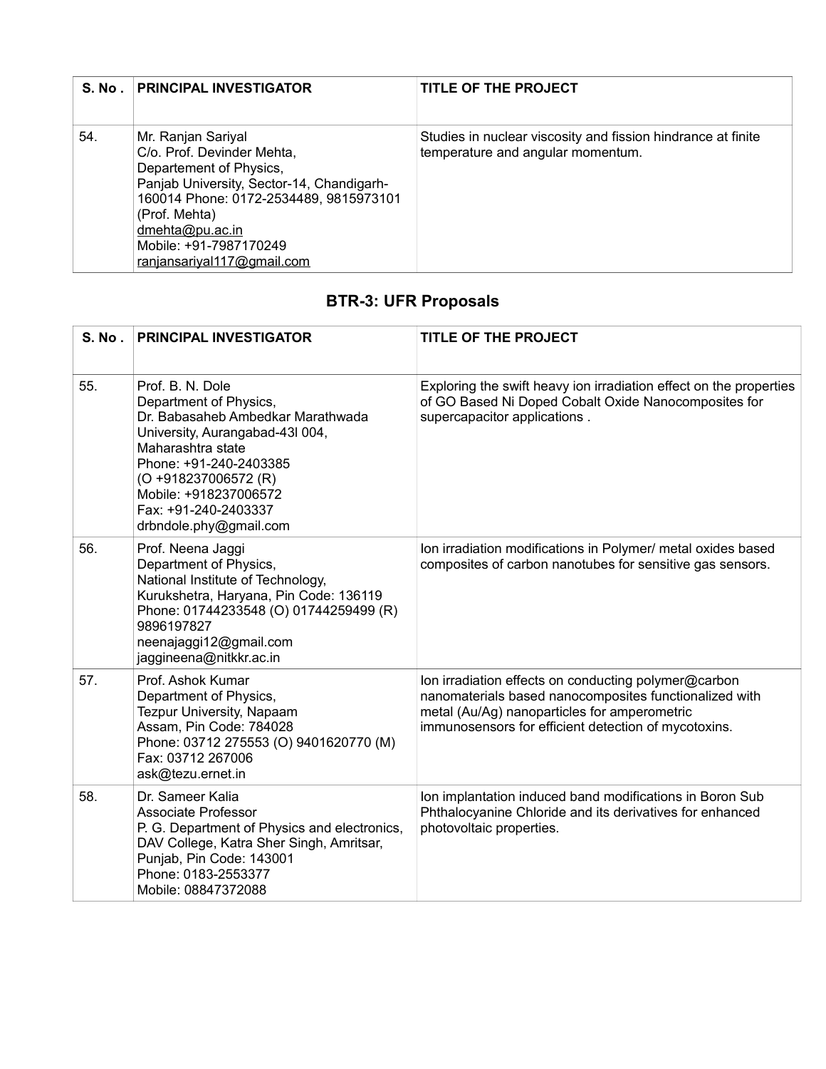| S. No . | PRINCIPAL INVESTIGATOR | TITLE OF THE PROJECT |
|---|---|---|
| 54. | Mr. Ranjan Sariyal<br>C/o. Prof. Devinder Mehta,<br>Departement of Physics,<br>Panjab University, Sector-14, Chandigarh-160014 Phone: 0172-2534489, 9815973101 (Prof. Mehta)<br>dmehta@pu.ac.in<br>Mobile: +91-7987170249<br>ranjansariyal117@gmail.com | Studies in nuclear viscosity and fission hindrance at finite temperature and angular momentum. |

## BTR-3: UFR Proposals

| S. No . | PRINCIPAL INVESTIGATOR | TITLE OF THE PROJECT |
|---|---|---|
| 55. | Prof. B. N. Dole<br>Department of Physics,<br>Dr. Babasaheb Ambedkar Marathwada University, Aurangabad-43l 004,<br>Maharashtra state<br>Phone: +91-240-2403385<br>(O +918237006572 (R)<br>Mobile: +918237006572<br>Fax: +91-240-2403337<br>drbndole.phy@gmail.com | Exploring the swift heavy ion irradiation effect on the properties of GO Based Ni Doped Cobalt Oxide Nanocomposites for supercapacitor applications . |
| 56. | Prof. Neena Jaggi<br>Department of Physics,<br>National Institute of Technology,<br>Kurukshetra, Haryana, Pin Code: 136119<br>Phone: 01744233548 (O) 01744259499 (R)<br>9896197827<br>neenajaggi12@gmail.com<br>jaggineena@nitkkr.ac.in | Ion irradiation modifications in Polymer/ metal oxides based composites of carbon nanotubes for sensitive gas sensors. |
| 57. | Prof. Ashok Kumar<br>Department of Physics,<br>Tezpur University, Napaam<br>Assam, Pin Code: 784028<br>Phone: 03712 275553 (O) 9401620770 (M)<br>Fax: 03712 267006<br>ask@tezu.ernet.in | Ion irradiation effects on conducting polymer@carbon nanomaterials based nanocomposites functionalized with metal (Au/Ag) nanoparticles for amperometric immunosensors for efficient detection of mycotoxins. |
| 58. | Dr. Sameer Kalia<br>Associate Professor<br>P. G. Department of Physics and electronics,<br>DAV College, Katra Sher Singh, Amritsar,<br>Punjab, Pin Code: 143001<br>Phone: 0183-2553377<br>Mobile: 08847372088 | Ion implantation induced band modifications in Boron Sub Phthalocyanine Chloride and its derivatives for enhanced photovoltaic properties. |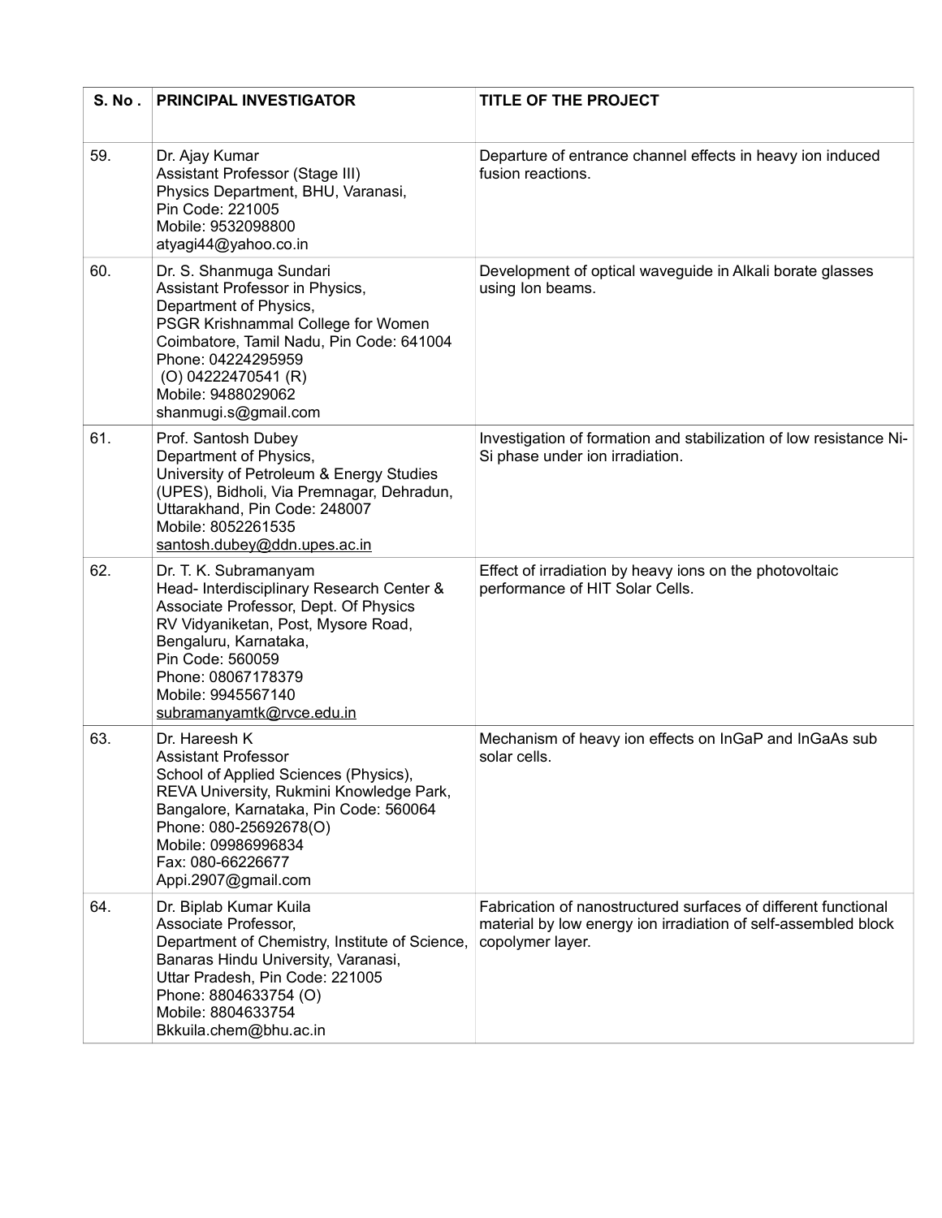| S. No . | PRINCIPAL INVESTIGATOR | TITLE OF THE PROJECT |
|---|---|---|
| 59. | Dr. Ajay Kumar<br>Assistant Professor (Stage III)<br>Physics Department, BHU, Varanasi,<br>Pin Code: 221005<br>Mobile: 9532098800<br>atyagi44@yahoo.co.in | Departure of entrance channel effects in heavy ion induced fusion reactions. |
| 60. | Dr. S. Shanmuga Sundari<br>Assistant Professor in Physics,<br>Department of Physics,<br>PSGR Krishnammal College for Women<br>Coimbatore, Tamil Nadu, Pin Code: 641004<br>Phone: 04224295959<br>(O) 04222470541 (R)<br>Mobile: 9488029062<br>shanmugi.s@gmail.com | Development of optical waveguide in Alkali borate glasses using Ion beams. |
| 61. | Prof. Santosh Dubey<br>Department of Physics,<br>University of Petroleum & Energy Studies (UPES), Bidholi, Via Premnagar, Dehradun, Uttarakhand, Pin Code: 248007<br>Mobile: 8052261535<br>santosh.dubey@ddn.upes.ac.in | Investigation of formation and stabilization of low resistance Ni-Si phase under ion irradiation. |
| 62. | Dr. T. K. Subramanyam<br>Head- Interdisciplinary Research Center & Associate Professor, Dept. Of Physics<br>RV Vidyaniketan, Post, Mysore Road, Bengaluru, Karnataka,<br>Pin Code: 560059<br>Phone: 08067178379<br>Mobile: 9945567140<br>subramanyamtk@rvce.edu.in | Effect of irradiation by heavy ions on the photovoltaic performance of HIT Solar Cells. |
| 63. | Dr. Hareesh K<br>Assistant Professor<br>School of Applied Sciences (Physics), REVA University, Rukmini Knowledge Park, Bangalore, Karnataka, Pin Code: 560064<br>Phone: 080-25692678(O)<br>Mobile: 09986996834<br>Fax: 080-66226677<br>Appi.2907@gmail.com | Mechanism of heavy ion effects on InGaP and InGaAs sub solar cells. |
| 64. | Dr. Biplab Kumar Kuila<br>Associate Professor,<br>Department of Chemistry, Institute of Science, Banaras Hindu University, Varanasi, Uttar Pradesh, Pin Code: 221005<br>Phone: 8804633754 (O)<br>Mobile: 8804633754<br>Bkkuila.chem@bhu.ac.in | Fabrication of nanostructured surfaces of different functional material by low energy ion irradiation of self-assembled block copolymer layer. |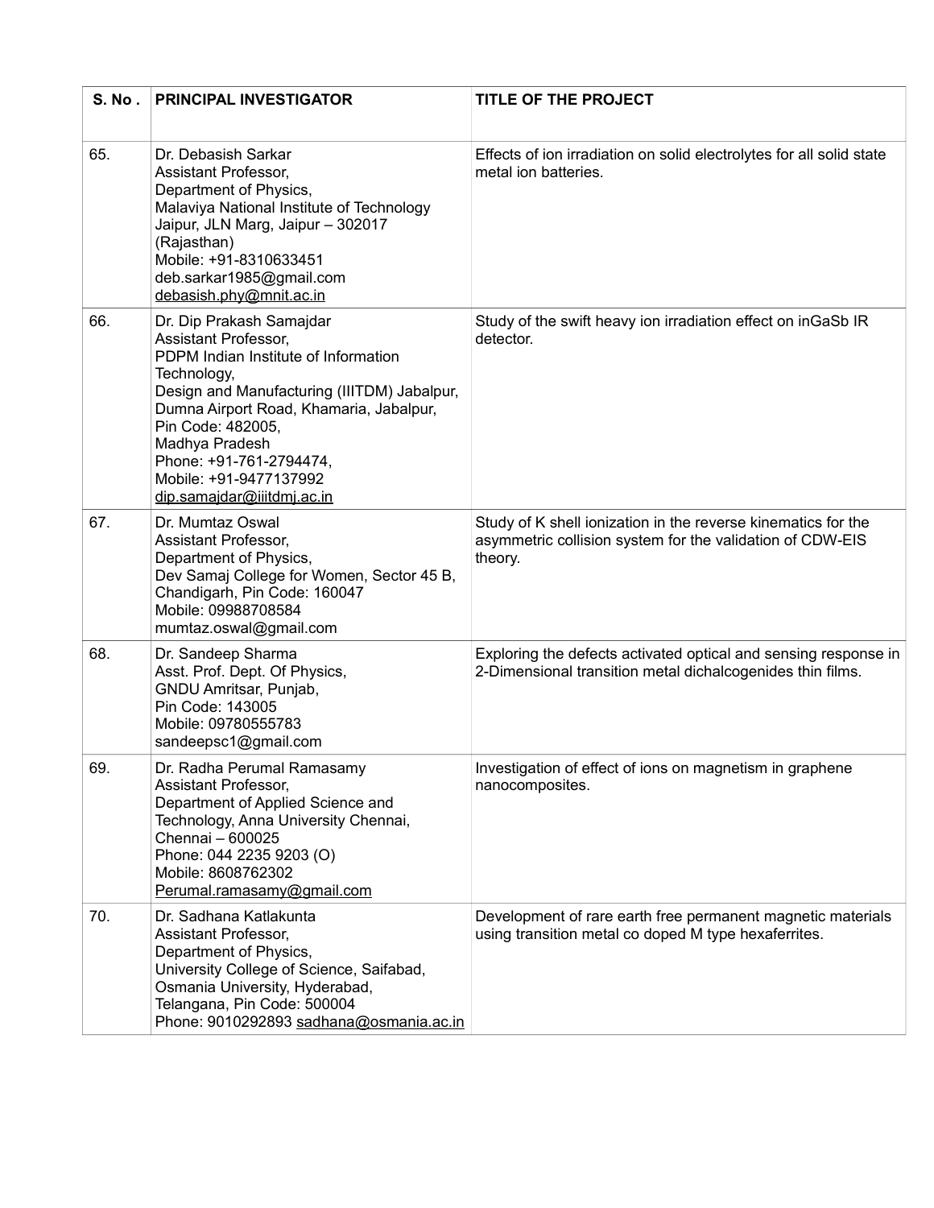| S. No . | PRINCIPAL INVESTIGATOR | TITLE OF THE PROJECT |
|---|---|---|
| 65. | Dr. Debasish Sarkar<br>Assistant Professor,<br>Department of Physics,<br>Malaviya National Institute of Technology Jaipur, JLN Marg, Jaipur – 302017 (Rajasthan)<br>Mobile: +91-8310633451<br>deb.sarkar1985@gmail.com<br>debasish.phy@mnit.ac.in | Effects of ion irradiation on solid electrolytes for all solid state metal ion batteries. |
| 66. | Dr. Dip Prakash Samajdar<br>Assistant Professor,<br>PDPM Indian Institute of Information Technology,<br>Design and Manufacturing (IIITDM) Jabalpur, Dumna Airport Road, Khamaria, Jabalpur, Pin Code: 482005,<br>Madhya Pradesh<br>Phone: +91-761-2794474,<br>Mobile: +91-9477137992<br>dip.samajdar@iiitdmj.ac.in | Study of the swift heavy ion irradiation effect on inGaSb IR detector. |
| 67. | Dr. Mumtaz Oswal<br>Assistant Professor,<br>Department of Physics,<br>Dev Samaj College for Women, Sector 45 B, Chandigarh, Pin Code: 160047<br>Mobile: 09988708584<br>mumtaz.oswal@gmail.com | Study of K shell ionization in the reverse kinematics for the asymmetric collision system for the validation of CDW-EIS theory. |
| 68. | Dr. Sandeep Sharma<br>Asst. Prof. Dept. Of Physics,<br>GNDU Amritsar, Punjab,<br>Pin Code: 143005<br>Mobile: 09780555783<br>sandeepsc1@gmail.com | Exploring the defects activated optical and sensing response in 2-Dimensional transition metal dichalcogenides thin films. |
| 69. | Dr. Radha Perumal Ramasamy<br>Assistant Professor,<br>Department of Applied Science and Technology, Anna University Chennai, Chennai – 600025<br>Phone: 044 2235 9203 (O)<br>Mobile: 8608762302<br>Perumal.ramasamy@gmail.com | Investigation of effect of ions on magnetism in graphene nanocomposites. |
| 70. | Dr. Sadhana Katlakunta<br>Assistant Professor,<br>Department of Physics,<br>University College of Science, Saifabad, Osmania University, Hyderabad,<br>Telangana, Pin Code: 500004<br>Phone: 9010292893 sadhana@osmania.ac.in | Development of rare earth free permanent magnetic materials using transition metal co doped M type hexaferrites. |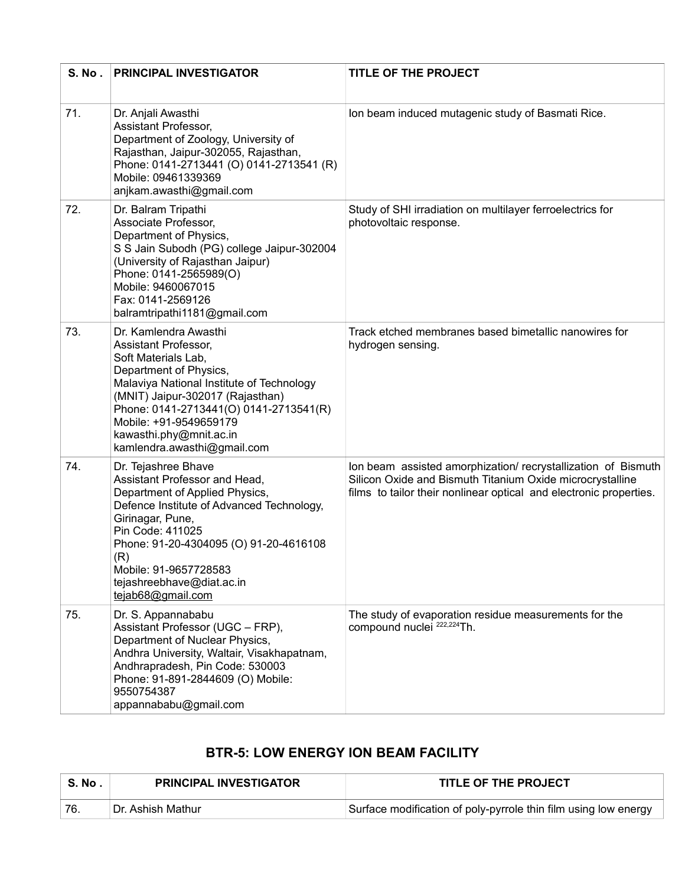| S. No . | PRINCIPAL INVESTIGATOR | TITLE OF THE PROJECT |
|---|---|---|
| 71. | Dr. Anjali Awasthi<br>Assistant Professor,<br>Department of Zoology, University of Rajasthan, Jaipur-302055, Rajasthan,<br>Phone: 0141-2713441 (O) 0141-2713541 (R)<br>Mobile: 09461339369<br>anjkam.awasthi@gmail.com | Ion beam induced mutagenic study of Basmati Rice. |
| 72. | Dr. Balram Tripathi<br>Associate Professor,<br>Department of Physics,<br>S S Jain Subodh (PG) college Jaipur-302004 (University of Rajasthan Jaipur)<br>Phone: 0141-2565989(O)<br>Mobile: 9460067015<br>Fax: 0141-2569126<br>balramtripathi1181@gmail.com | Study of SHI irradiation on multilayer ferroelectrics for photovoltaic response. |
| 73. | Dr. Kamlendra Awasthi<br>Assistant Professor,<br>Soft Materials Lab,<br>Department of Physics,<br>Malaviya National Institute of Technology (MNIT) Jaipur-302017 (Rajasthan)<br>Phone: 0141-2713441(O) 0141-2713541(R)<br>Mobile: +91-9549659179<br>kawasthi.phy@mnit.ac.in<br>kamlendra.awasthi@gmail.com | Track etched membranes based bimetallic nanowires for hydrogen sensing. |
| 74. | Dr. Tejashree Bhave<br>Assistant Professor and Head,<br>Department of Applied Physics,<br>Defence Institute of Advanced Technology, Girinagar, Pune,<br>Pin Code: 411025<br>Phone: 91-20-4304095 (O) 91-20-4616108 (R)<br>Mobile: 91-9657728583<br>tejashreebhave@diat.ac.in<br>tejab68@gmail.com | Ion beam assisted amorphization/ recrystallization of Bismuth Silicon Oxide and Bismuth Titanium Oxide microcrystalline films to tailor their nonlinear optical and electronic properties. |
| 75. | Dr. S. Appannababu<br>Assistant Professor (UGC – FRP),<br>Department of Nuclear Physics,<br>Andhra University, Waltair, Visakhapatnam, Andhrapradesh, Pin Code: 530003<br>Phone: 91-891-2844609 (O) Mobile: 9550754387<br>appannababu@gmail.com | The study of evaporation residue measurements for the compound nuclei $^{222,224}$Th. |

## BTR-5: LOW ENERGY ION BEAM FACILITY

| S. No . | PRINCIPAL INVESTIGATOR | TITLE OF THE PROJECT |
|---|---|---|
| 76. | Dr. Ashish Mathur | Surface modification of poly-pyrrole thin film using low energy |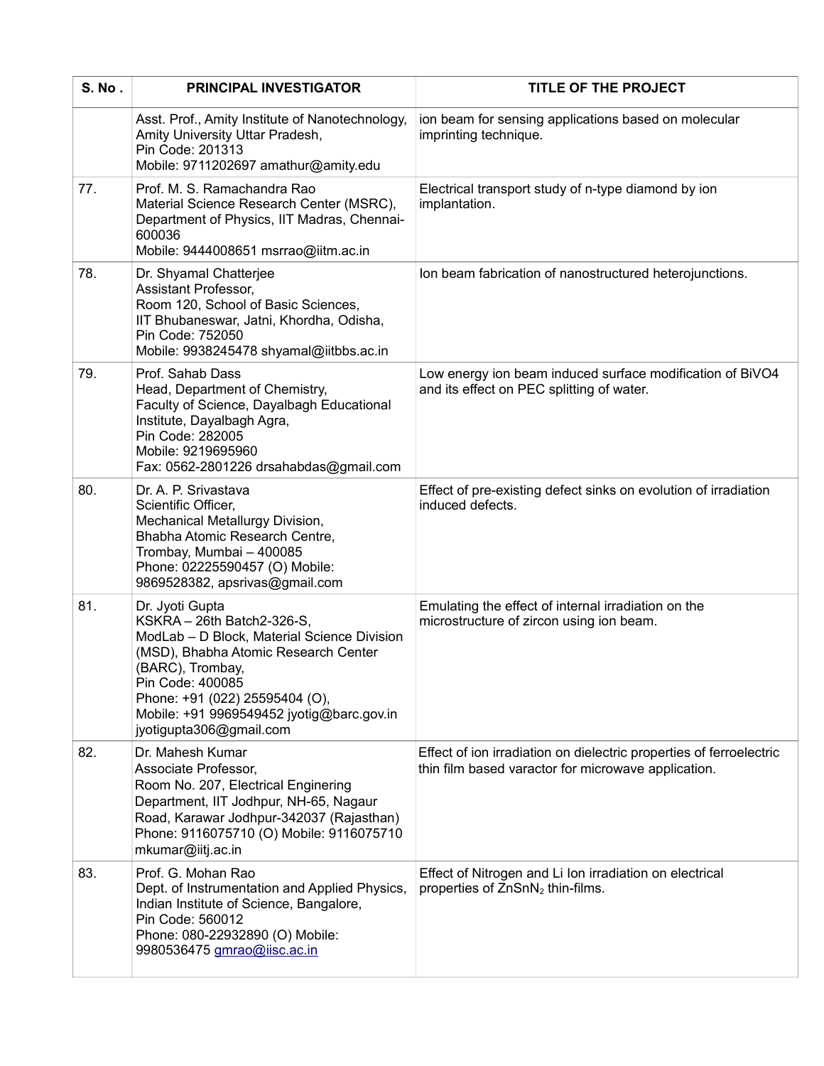| S. No . | PRINCIPAL INVESTIGATOR | TITLE OF THE PROJECT |
|---|---|---|
| | Asst. Prof., Amity Institute of Nanotechnology, Amity University Uttar Pradesh, Pin Code: 201313 Mobile: 9711202697 amathur@amity.edu | ion beam for sensing applications based on molecular imprinting technique. |
| 77. | Prof. M. S. Ramachandra Rao Material Science Research Center (MSRC), Department of Physics, IIT Madras, Chennai-600036 Mobile: 9444008651 msrrao@iitm.ac.in | Electrical transport study of n-type diamond by ion implantation. |
| 78. | Dr. Shyamal Chatterjee Assistant Professor, Room 120, School of Basic Sciences, IIT Bhubaneswar, Jatni, Khordha, Odisha, Pin Code: 752050 Mobile: 9938245478 shyamal@iitbbs.ac.in | Ion beam fabrication of nanostructured heterojunctions. |
| 79. | Prof. Sahab Dass Head, Department of Chemistry, Faculty of Science, Dayalbagh Educational Institute, Dayalbagh Agra, Pin Code: 282005 Mobile: 9219695960 Fax: 0562-2801226 drsahabdas@gmail.com | Low energy ion beam induced surface modification of $BiVO_4$ and its effect on PEC splitting of water. |
| 80. | Dr. A. P. Srivastava Scientific Officer, Mechanical Metallurgy Division, Bhabha Atomic Research Centre, Trombay, Mumbai – 400085 Phone: 02225590457 (O) Mobile: 9869528382, apsrivas@gmail.com | Effect of pre-existing defect sinks on evolution of irradiation induced defects. |
| 81. | Dr. Jyoti Gupta KSKRA – 26th Batch2-326-S, ModLab – D Block, Material Science Division (MSD), Bhabha Atomic Research Center (BARC), Trombay, Pin Code: 400085 Phone: +91 (022) 25595404 (O), Mobile: +91 9969549452 jyotig@barc.gov.in jyotigupta306@gmail.com | Emulating the effect of internal irradiation on the microstructure of zircon using ion beam. |
| 82. | Dr. Mahesh Kumar Associate Professor, Room No. 207, Electrical Enginering Department, IIT Jodhpur, NH-65, Nagaur Road, Karawar Jodhpur-342037 (Rajasthan) Phone: 9116075710 (O) Mobile: 9116075710 mkumar@iitj.ac.in | Effect of ion irradiation on dielectric properties of ferroelectric thin film based varactor for microwave application. |
| 83. | Prof. G. Mohan Rao Dept. of Instrumentation and Applied Physics, Indian Institute of Science, Bangalore, Pin Code: 560012 Phone: 080-22932890 (O) Mobile: 9980536475 gmrao@iisc.ac.in | Effect of Nitrogen and Li Ion irradiation on electrical properties of $ZnSnN_2$ thin-films. |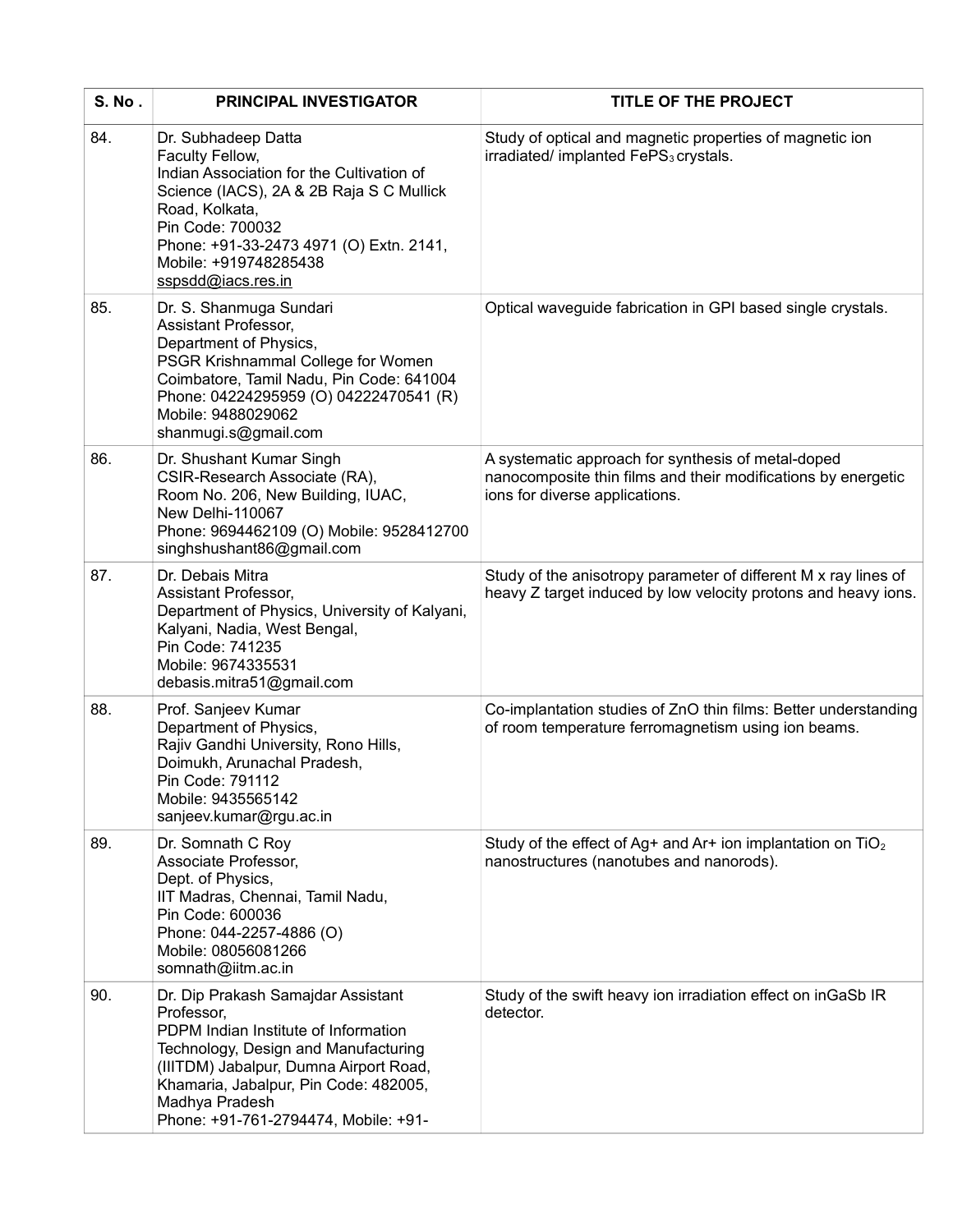| S. No . | PRINCIPAL INVESTIGATOR | TITLE OF THE PROJECT |
|---|---|---|
| 84. | Dr. Subhadeep Datta<br>Faculty Fellow,<br>Indian Association for the Cultivation of Science (IACS), 2A & 2B Raja S C Mullick Road, Kolkata,<br>Pin Code: 700032<br>Phone: +91-33-2473 4971 (O) Extn. 2141,<br>Mobile: +919748285438<br>sspsdd@iacs.res.in | Study of optical and magnetic properties of magnetic ion irradiated/ implanted $FePS_3$ crystals. |
| 85. | Dr. S. Shanmuga Sundari<br>Assistant Professor,<br>Department of Physics,<br>PSGR Krishnammal College for Women<br>Coimbatore, Tamil Nadu, Pin Code: 641004<br>Phone: 04224295959 (O) 04222470541 (R)<br>Mobile: 9488029062<br>shanmugi.s@gmail.com | Optical waveguide fabrication in GPI based single crystals. |
| 86. | Dr. Shushant Kumar Singh<br>CSIR-Research Associate (RA),<br>Room No. 206, New Building, IUAC,<br>New Delhi-110067<br>Phone: 9694462109 (O) Mobile: 9528412700<br>singhshushant86@gmail.com | A systematic approach for synthesis of metal-doped nanocomposite thin films and their modifications by energetic ions for diverse applications. |
| 87. | Dr. Debais Mitra<br>Assistant Professor,<br>Department of Physics, University of Kalyani,<br>Kalyani, Nadia, West Bengal,<br>Pin Code: 741235<br>Mobile: 9674335531<br>debasis.mitra51@gmail.com | Study of the anisotropy parameter of different M x ray lines of heavy Z target induced by low velocity protons and heavy ions. |
| 88. | Prof. Sanjeev Kumar<br>Department of Physics,<br>Rajiv Gandhi University, Rono Hills,<br>Doimukh, Arunachal Pradesh,<br>Pin Code: 791112<br>Mobile: 9435565142<br>sanjeev.kumar@rgu.ac.in | Co-implantation studies of ZnO thin films: Better understanding of room temperature ferromagnetism using ion beams. |
| 89. | Dr. Somnath C Roy<br>Associate Professor,<br>Dept. of Physics,<br>IIT Madras, Chennai, Tamil Nadu,<br>Pin Code: 600036<br>Phone: 044-2257-4886 (O)<br>Mobile: 08056081266<br>somnath@iitm.ac.in | Study of the effect of $Ag^+$ and $Ar^+$ ion implantation on $TiO_2$ nanostructures (nanotubes and nanorods). |
| 90. | Dr. Dip Prakash Samajdar Assistant Professor,<br>PDPM Indian Institute of Information Technology, Design and Manufacturing (IIITDM) Jabalpur, Dumna Airport Road, Khamaria, Jabalpur, Pin Code: 482005, Madhya Pradesh<br>Phone: +91-761-2794474, Mobile: +91- | Study of the swift heavy ion irradiation effect on inGaSb IR detector. |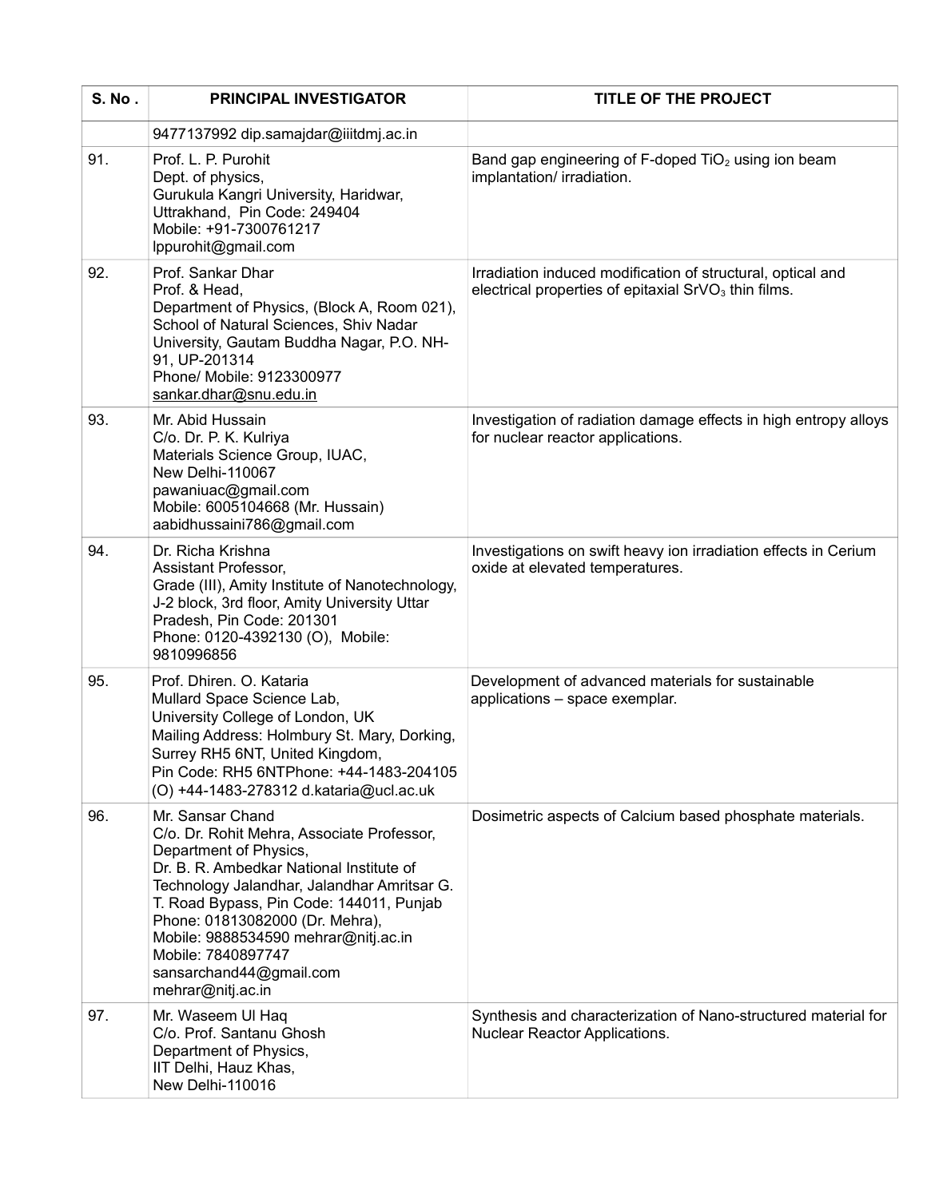| S. No . | PRINCIPAL INVESTIGATOR | TITLE OF THE PROJECT |
|---|---|---|
| | 9477137992 dip.samajdar@iiitdmj.ac.in | |
| 91. | Prof. L. P. Purohit<br>Dept. of physics,<br>Gurukula Kangri University, Haridwar, Uttrakhand, Pin Code: 249404<br>Mobile: +91-7300761217<br>lppurohit@gmail.com | Band gap engineering of F-doped $TiO_2$ using ion beam implantation/ irradiation. |
| 92. | Prof. Sankar Dhar<br>Prof. & Head,<br>Department of Physics, (Block A, Room 021), School of Natural Sciences, Shiv Nadar University, Gautam Buddha Nagar, P.O. NH-91, UP-201314<br>Phone/ Mobile: 9123300977<br>sankar.dhar@snu.edu.in | Irradiation induced modification of structural, optical and electrical properties of epitaxial $SrVO_3$ thin films. |
| 93. | Mr. Abid Hussain<br>C/o. Dr. P. K. Kulriya<br>Materials Science Group, IUAC,<br>New Delhi-110067<br>pawaniuac@gmail.com<br>Mobile: 6005104668 (Mr. Hussain)<br>aabidhussaini786@gmail.com | Investigation of radiation damage effects in high entropy alloys for nuclear reactor applications. |
| 94. | Dr. Richa Krishna<br>Assistant Professor,<br>Grade (III), Amity Institute of Nanotechnology, J-2 block, 3rd floor, Amity University Uttar Pradesh, Pin Code: 201301<br>Phone: 0120-4392130 (O), Mobile: 9810996856 | Investigations on swift heavy ion irradiation effects in Cerium oxide at elevated temperatures. |
| 95. | Prof. Dhiren. O. Kataria<br>Mullard Space Science Lab,<br>University College of London, UK<br>Mailing Address: Holmbury St. Mary, Dorking, Surrey RH5 6NT, United Kingdom,<br>Pin Code: RH5 6NTPhone: +44-1483-204105 (O) +44-1483-278312 d.kataria@ucl.ac.uk | Development of advanced materials for sustainable applications – space exemplar. |
| 96. | Mr. Sansar Chand<br>C/o. Dr. Rohit Mehra, Associate Professor,<br>Department of Physics,<br>Dr. B. R. Ambedkar National Institute of Technology Jalandhar, Jalandhar Amritsar G. T. Road Bypass, Pin Code: 144011, Punjab<br>Phone: 01813082000 (Dr. Mehra),<br>Mobile: 9888534590 mehrar@nitj.ac.in<br>Mobile: 7840897747<br>sansarchand44@gmail.com<br>mehrar@nitj.ac.in | Dosimetric aspects of Calcium based phosphate materials. |
| 97. | Mr. Waseem Ul Haq<br>C/o. Prof. Santanu Ghosh<br>Department of Physics,<br>IIT Delhi, Hauz Khas,<br>New Delhi-110016 | Synthesis and characterization of Nano-structured material for Nuclear Reactor Applications. |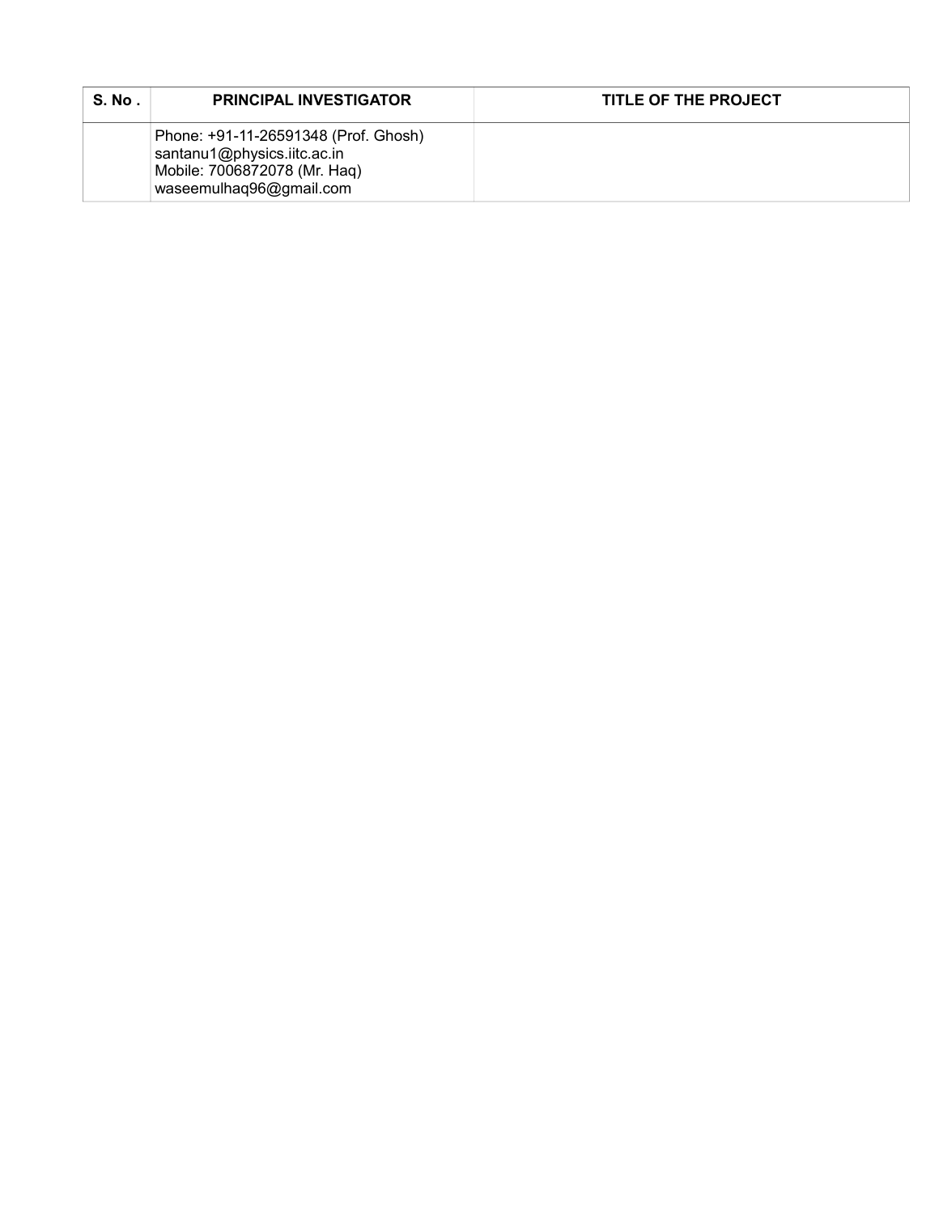| S. No . | PRINCIPAL INVESTIGATOR | TITLE OF THE PROJECT |
|---|---|---|
| | Phone: +91-11-26591348 (Prof. Ghosh)<br>santanu1@physics.iitc.ac.in<br>Mobile: 7006872078 (Mr. Haq)<br>waseemulhaq96@gmail.com | |